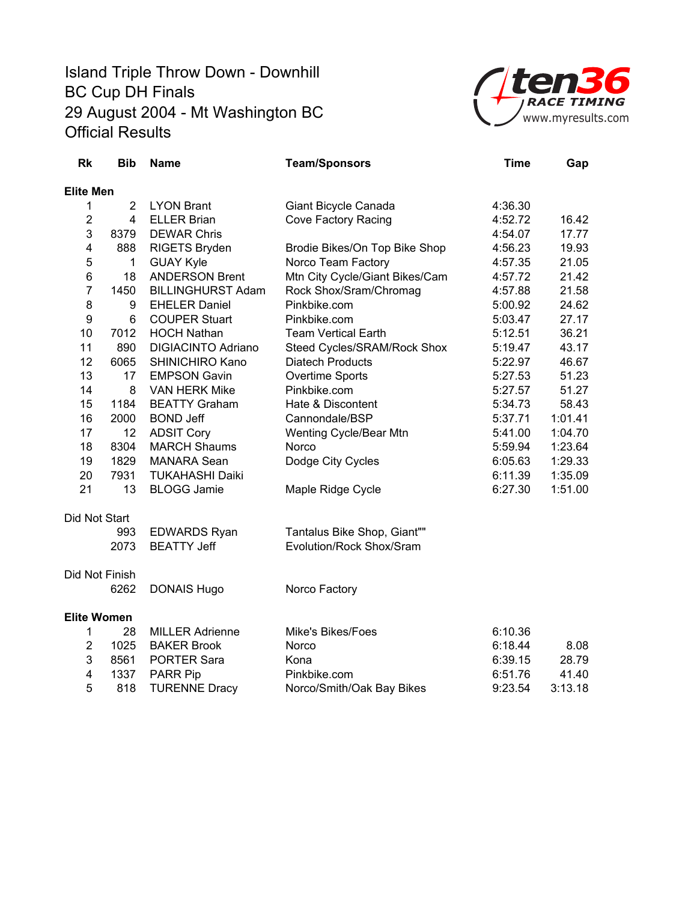# Island Triple Throw Down - Downhill
## BC Cup DH Finals
## 29 August 2004 - Mt Washington BC
## Official Results

ten36 RACE TIMING www.myresults.com

| Rk | Bib | Name | Team/Sponsors | Time | Gap |
|---|---|---|---|---|---|
| **Elite Men** | | | | | |
| 1 | 2 | LYON Brant | Giant Bicycle Canada | 4:36.30 | |
| 2 | 4 | ELLER Brian | Cove Factory Racing | 4:52.72 | 16.42 |
| 3 | 8379 | DEWAR Chris | | 4:54.07 | 17.77 |
| 4 | 888 | RIGETS Bryden | Brodie Bikes/On Top Bike Shop | 4:56.23 | 19.93 |
| 5 | 1 | GUAY Kyle | Norco Team Factory | 4:57.35 | 21.05 |
| 6 | 18 | ANDERSON Brent | Mtn City Cycle/Giant Bikes/Cam | 4:57.72 | 21.42 |
| 7 | 1450 | BILLINGHURST Adam | Rock Shox/Sram/Chromag | 4:57.88 | 21.58 |
| 8 | 9 | EHELER Daniel | Pinkbike.com | 5:00.92 | 24.62 |
| 9 | 6 | COUPER Stuart | Pinkbike.com | 5:03.47 | 27.17 |
| 10 | 7012 | HOCH Nathan | Team Vertical Earth | 5:12.51 | 36.21 |
| 11 | 890 | DIGIACINTO Adriano | Steed Cycles/SRAM/Rock Shox | 5:19.47 | 43.17 |
| 12 | 6065 | SHINICHIRO Kano | Diatech Products | 5:22.97 | 46.67 |
| 13 | 17 | EMPSON Gavin | Overtime Sports | 5:27.53 | 51.23 |
| 14 | 8 | VAN HERK Mike | Pinkbike.com | 5:27.57 | 51.27 |
| 15 | 1184 | BEATTY Graham | Hate & Discontent | 5:34.73 | 58.43 |
| 16 | 2000 | BOND Jeff | Cannondale/BSP | 5:37.71 | 1:01.41 |
| 17 | 12 | ADSIT Cory | Wenting Cycle/Bear Mtn | 5:41.00 | 1:04.70 |
| 18 | 8304 | MARCH Shaums | Norco | 5:59.94 | 1:23.64 |
| 19 | 1829 | MANARA Sean | Dodge City Cycles | 6:05.63 | 1:29.33 |
| 20 | 7931 | TUKAHASHI Daiki | | 6:11.39 | 1:35.09 |
| 21 | 13 | BLOGG Jamie | Maple Ridge Cycle | 6:27.30 | 1:51.00 |
| Did Not Start | | | | | |
| | 993 | EDWARDS Ryan | Tantalus Bike Shop, Giant"" | | |
| | 2073 | BEATTY Jeff | Evolution/Rock Shox/Sram | | |
| Did Not Finish | | | | | |
| | 6262 | DONAIS Hugo | Norco Factory | | |
| **Elite Women** | | | | | |
| 1 | 28 | MILLER Adrienne | Mike's Bikes/Foes | 6:10.36 | |
| 2 | 1025 | BAKER Brook | Norco | 6:18.44 | 8.08 |
| 3 | 8561 | PORTER Sara | Kona | 6:39.15 | 28.79 |
| 4 | 1337 | PARR Pip | Pinkbike.com | 6:51.76 | 41.40 |
| 5 | 818 | TURENNE Dracy | Norco/Smith/Oak Bay Bikes | 9:23.54 | 3:13.18 |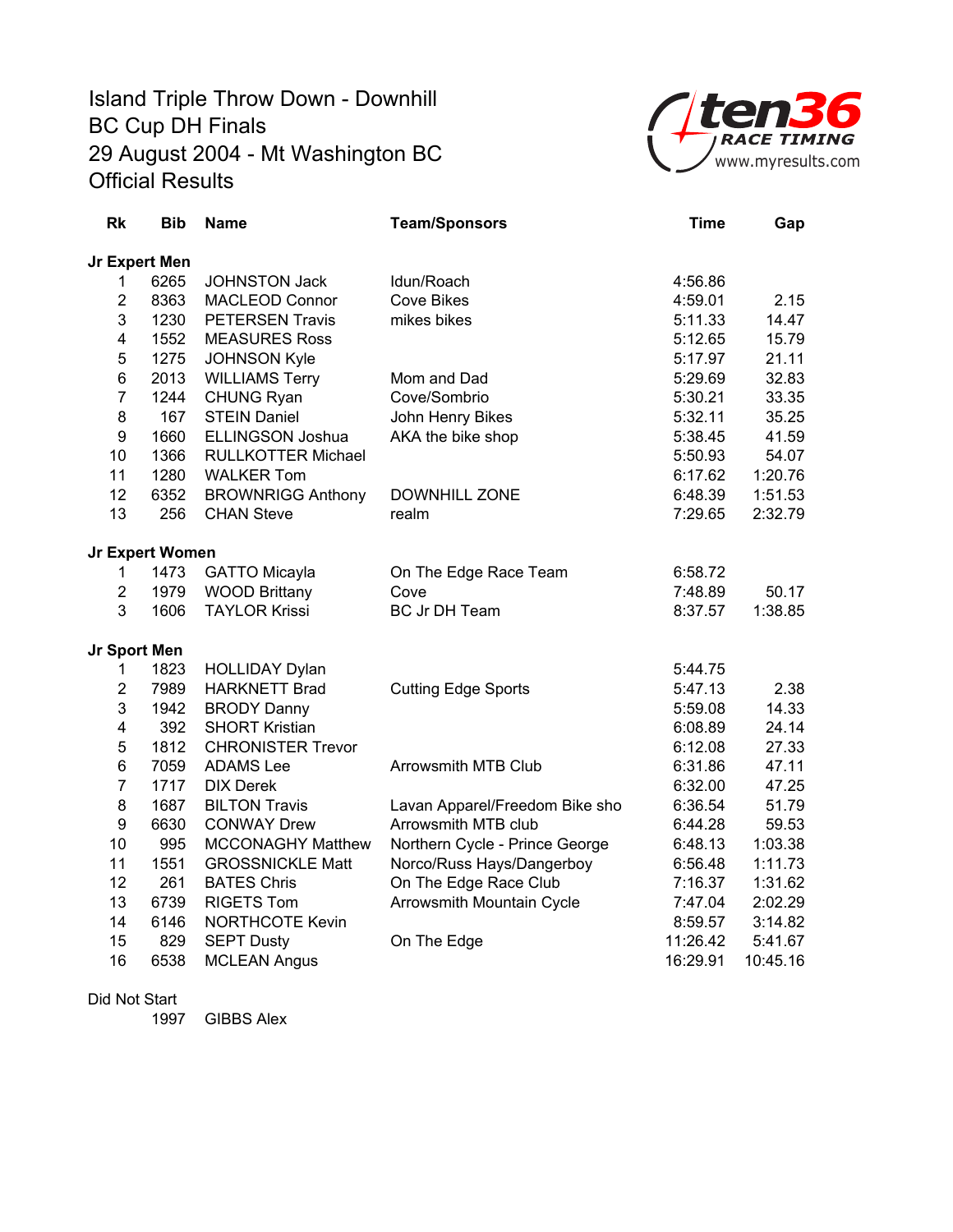# Island Triple Throw Down - Downhill
## BC Cup DH Finals
## 29 August 2004 - Mt Washington BC
## Official Results

ten36 RACE TIMING www.myresults.com

| Rk | Bib | Name | Team/Sponsors | Time | Gap |
|---|---|---|---|---|---|
| **Jr Expert Men** | | | | | |
| 1 | 6265 | JOHNSTON Jack | Idun/Roach | 4:56.86 | |
| 2 | 8363 | MACLEOD Connor | Cove Bikes | 4:59.01 | 2.15 |
| 3 | 1230 | PETERSEN Travis | mikes bikes | 5:11.33 | 14.47 |
| 4 | 1552 | MEASURES Ross | | 5:12.65 | 15.79 |
| 5 | 1275 | JOHNSON Kyle | | 5:17.97 | 21.11 |
| 6 | 2013 | WILLIAMS Terry | Mom and Dad | 5:29.69 | 32.83 |
| 7 | 1244 | CHUNG Ryan | Cove/Sombrio | 5:30.21 | 33.35 |
| 8 | 167 | STEIN Daniel | John Henry Bikes | 5:32.11 | 35.25 |
| 9 | 1660 | ELLINGSON Joshua | AKA the bike shop | 5:38.45 | 41.59 |
| 10 | 1366 | RULLKOTTER Michael | | 5:50.93 | 54.07 |
| 11 | 1280 | WALKER Tom | | 6:17.62 | 1:20.76 |
| 12 | 6352 | BROWNRIGG Anthony | DOWNHILL ZONE | 6:48.39 | 1:51.53 |
| 13 | 256 | CHAN Steve | realm | 7:29.65 | 2:32.79 |
| **Jr Expert Women** | | | | | |
| 1 | 1473 | GATTO Micayla | On The Edge Race Team | 6:58.72 | |
| 2 | 1979 | WOOD Brittany | Cove | 7:48.89 | 50.17 |
| 3 | 1606 | TAYLOR Krissi | BC Jr DH Team | 8:37.57 | 1:38.85 |
| **Jr Sport Men** | | | | | |
| 1 | 1823 | HOLLIDAY Dylan | | 5:44.75 | |
| 2 | 7989 | HARKNETT Brad | Cutting Edge Sports | 5:47.13 | 2.38 |
| 3 | 1942 | BRODY Danny | | 5:59.08 | 14.33 |
| 4 | 392 | SHORT Kristian | | 6:08.89 | 24.14 |
| 5 | 1812 | CHRONISTER Trevor | | 6:12.08 | 27.33 |
| 6 | 7059 | ADAMS Lee | Arrowsmith MTB Club | 6:31.86 | 47.11 |
| 7 | 1717 | DIX Derek | | 6:32.00 | 47.25 |
| 8 | 1687 | BILTON Travis | Lavan Apparel/Freedom Bike sho | 6:36.54 | 51.79 |
| 9 | 6630 | CONWAY Drew | Arrowsmith MTB club | 6:44.28 | 59.53 |
| 10 | 995 | MCCONAGHY Matthew | Northern Cycle - Prince George | 6:48.13 | 1:03.38 |
| 11 | 1551 | GROSSNICKLE Matt | Norco/Russ Hays/Dangerboy | 6:56.48 | 1:11.73 |
| 12 | 261 | BATES Chris | On The Edge Race Club | 7:16.37 | 1:31.62 |
| 13 | 6739 | RIGETS Tom | Arrowsmith Mountain Cycle | 7:47.04 | 2:02.29 |
| 14 | 6146 | NORTHCOTE Kevin | | 8:59.57 | 3:14.82 |
| 15 | 829 | SEPT Dusty | On The Edge | 11:26.42 | 5:41.67 |
| 16 | 6538 | MCLEAN Angus | | 16:29.91 | 10:45.16 |

Did Not Start

| Bib | Name |
|---|---|
| 1997 | GIBBS Alex |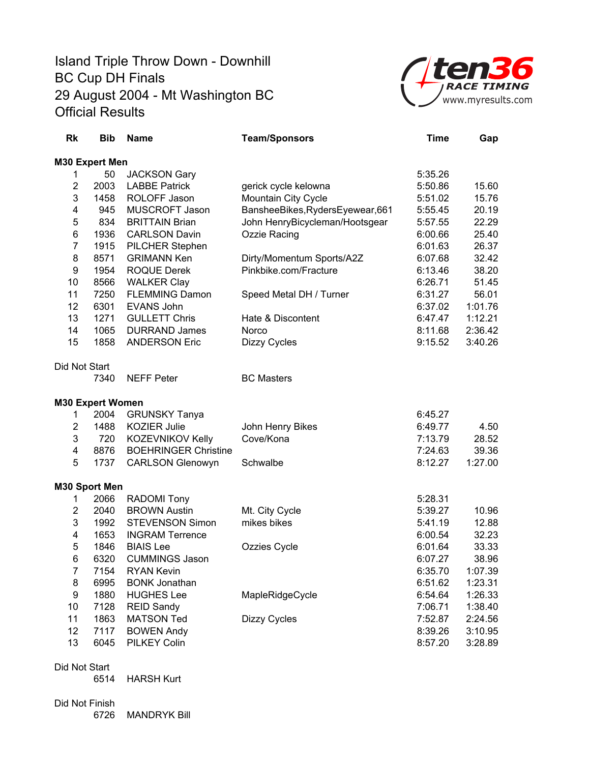Island Triple Throw Down - Downhill
BC Cup DH Finals
29 August 2004 - Mt Washington BC
Official Results

ten36 RACE TIMING
www.myresults.com

| Rk | Bib | Name | Team/Sponsors | Time | Gap |
|---|---|---|---|---|---|
| **M30 Expert Men** | | | | | |
| 1 | 50 | JACKSON Gary | | 5:35.26 | |
| 2 | 2003 | LABBE Patrick | gerick cycle kelowna | 5:50.86 | 15.60 |
| 3 | 1458 | ROLOFF Jason | Mountain City Cycle | 5:51.02 | 15.76 |
| 4 | 945 | MUSCROFT Jason | BansheeBikes,RydersEyewear,661 | 5:55.45 | 20.19 |
| 5 | 834 | BRITTAIN Brian | John HenryBicycleman/Hootsgear | 5:57.55 | 22.29 |
| 6 | 1936 | CARLSON Davin | Ozzie Racing | 6:00.66 | 25.40 |
| 7 | 1915 | PILCHER Stephen | | 6:01.63 | 26.37 |
| 8 | 8571 | GRIMANN Ken | Dirty/Momentum Sports/A2Z | 6:07.68 | 32.42 |
| 9 | 1954 | ROQUE Derek | Pinkbike.com/Fracture | 6:13.46 | 38.20 |
| 10 | 8566 | WALKER Clay | | 6:26.71 | 51.45 |
| 11 | 7250 | FLEMMING Damon | Speed Metal DH / Turner | 6:31.27 | 56.01 |
| 12 | 6301 | EVANS John | | 6:37.02 | 1:01.76 |
| 13 | 1271 | GULLETT Chris | Hate & Discontent | 6:47.47 | 1:12.21 |
| 14 | 1065 | DURRAND James | Norco | 8:11.68 | 2:36.42 |
| 15 | 1858 | ANDERSON Eric | Dizzy Cycles | 9:15.52 | 3:40.26 |
| Did Not Start | | | | | |
| | 7340 | NEFF Peter | BC Masters | | |
| **M30 Expert Women** | | | | | |
| 1 | 2004 | GRUNSKY Tanya | | 6:45.27 | |
| 2 | 1488 | KOZIER Julie | John Henry Bikes | 6:49.77 | 4.50 |
| 3 | 720 | KOZEVNIKOV Kelly | Cove/Kona | 7:13.79 | 28.52 |
| 4 | 8876 | BOEHRINGER Christine | | 7:24.63 | 39.36 |
| 5 | 1737 | CARLSON Glenowyn | Schwalbe | 8:12.27 | 1:27.00 |
| **M30 Sport Men** | | | | | |
| 1 | 2066 | RADOMI Tony | | 5:28.31 | |
| 2 | 2040 | BROWN Austin | Mt. City Cycle | 5:39.27 | 10.96 |
| 3 | 1992 | STEVENSON Simon | mikes bikes | 5:41.19 | 12.88 |
| 4 | 1653 | INGRAM Terrence | | 6:00.54 | 32.23 |
| 5 | 1846 | BIAIS Lee | Ozzies Cycle | 6:01.64 | 33.33 |
| 6 | 6320 | CUMMINGS Jason | | 6:07.27 | 38.96 |
| 7 | 7154 | RYAN Kevin | | 6:35.70 | 1:07.39 |
| 8 | 6995 | BONK Jonathan | | 6:51.62 | 1:23.31 |
| 9 | 1880 | HUGHES Lee | MapleRidgeCycle | 6:54.64 | 1:26.33 |
| 10 | 7128 | REID Sandy | | 7:06.71 | 1:38.40 |
| 11 | 1863 | MATSON Ted | Dizzy Cycles | 7:52.87 | 2:24.56 |
| 12 | 7117 | BOWEN Andy | | 8:39.26 | 3:10.95 |
| 13 | 6045 | PILKEY Colin | | 8:57.20 | 3:28.89 |
| Did Not Start | | | | | |
| | 6514 | HARSH Kurt | | | |
| Did Not Finish | | | | | |
| | 6726 | MANDRYK Bill | | | |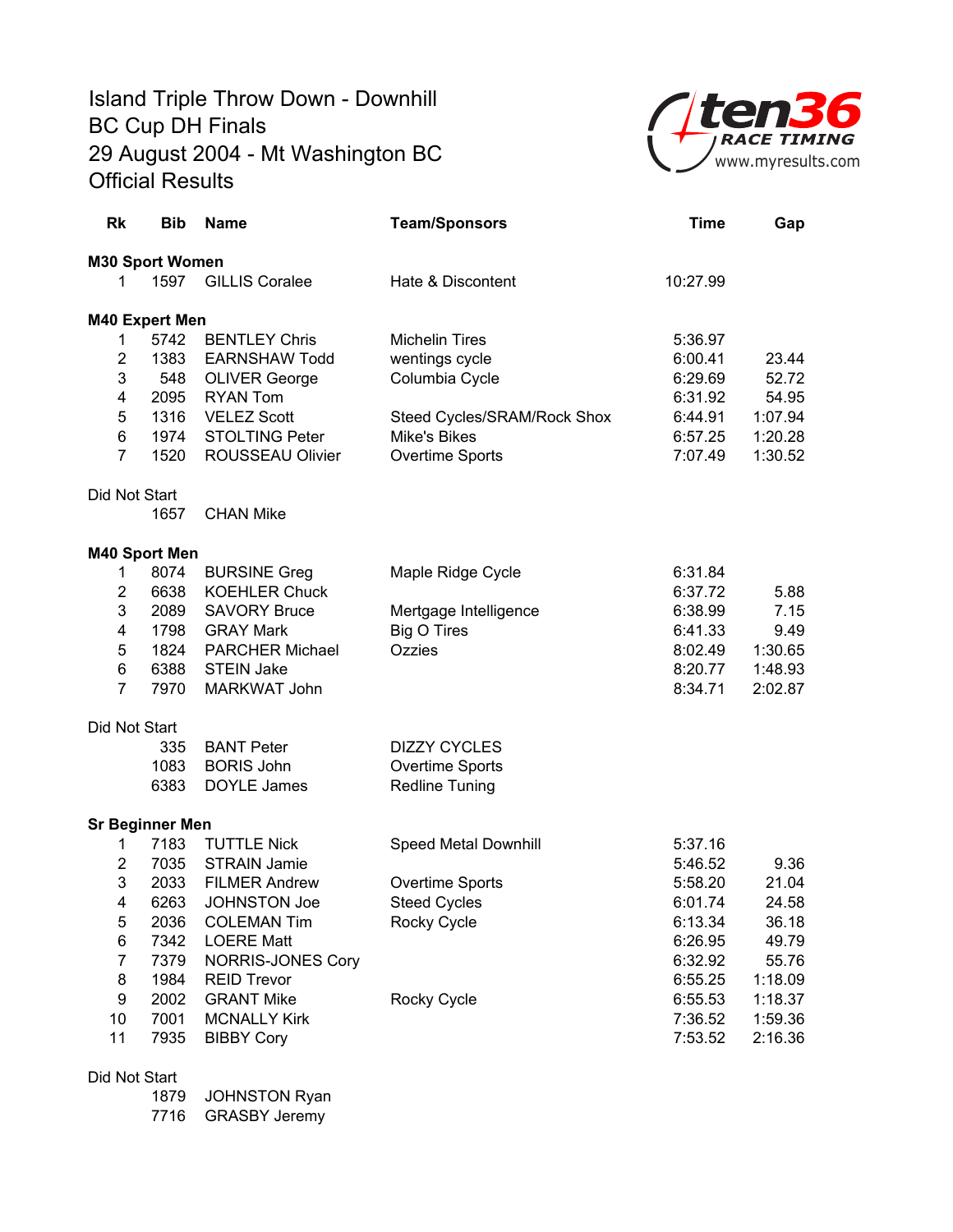Island Triple Throw Down - Downhill
BC Cup DH Finals
29 August 2004 - Mt Washington BC
Official Results

ten36 RACE TIMING
www.myresults.com

| Rk | Bib | Name | Team/Sponsors | Time | Gap |
|---|---|---|---|---|---|
| **M30 Sport Women** | | | | | |
| 1 | 1597 | GILLIS Coralee | Hate & Discontent | 10:27.99 | |
| **M40 Expert Men** | | | | | |
| 1 | 5742 | BENTLEY Chris | Michelin Tires | 5:36.97 | |
| 2 | 1383 | EARNSHAW Todd | wentings cycle | 6:00.41 | 23.44 |
| 3 | 548 | OLIVER George | Columbia Cycle | 6:29.69 | 52.72 |
| 4 | 2095 | RYAN Tom | | 6:31.92 | 54.95 |
| 5 | 1316 | VELEZ Scott | Steed Cycles/SRAM/Rock Shox | 6:44.91 | 1:07.94 |
| 6 | 1974 | STOLTING Peter | Mike's Bikes | 6:57.25 | 1:20.28 |
| 7 | 1520 | ROUSSEAU Olivier | Overtime Sports | 7:07.49 | 1:30.52 |
| Did Not Start | | | | | |
| | 1657 | CHAN Mike | | | |
| **M40 Sport Men** | | | | | |
| 1 | 8074 | BURSINE Greg | Maple Ridge Cycle | 6:31.84 | |
| 2 | 6638 | KOEHLER Chuck | | 6:37.72 | 5.88 |
| 3 | 2089 | SAVORY Bruce | Mertgage Intelligence | 6:38.99 | 7.15 |
| 4 | 1798 | GRAY Mark | Big O Tires | 6:41.33 | 9.49 |
| 5 | 1824 | PARCHER Michael | Ozzies | 8:02.49 | 1:30.65 |
| 6 | 6388 | STEIN Jake | | 8:20.77 | 1:48.93 |
| 7 | 7970 | MARKWAT John | | 8:34.71 | 2:02.87 |
| Did Not Start | | | | | |
| | 335 | BANT Peter | DIZZY CYCLES | | |
| | 1083 | BORIS John | Overtime Sports | | |
| | 6383 | DOYLE James | Redline Tuning | | |
| **Sr Beginner Men** | | | | | |
| 1 | 7183 | TUTTLE Nick | Speed Metal Downhill | 5:37.16 | |
| 2 | 7035 | STRAIN Jamie | | 5:46.52 | 9.36 |
| 3 | 2033 | FILMER Andrew | Overtime Sports | 5:58.20 | 21.04 |
| 4 | 6263 | JOHNSTON Joe | Steed Cycles | 6:01.74 | 24.58 |
| 5 | 2036 | COLEMAN Tim | Rocky Cycle | 6:13.34 | 36.18 |
| 6 | 7342 | LOERE Matt | | 6:26.95 | 49.79 |
| 7 | 7379 | NORRIS-JONES Cory | | 6:32.92 | 55.76 |
| 8 | 1984 | REID Trevor | | 6:55.25 | 1:18.09 |
| 9 | 2002 | GRANT Mike | Rocky Cycle | 6:55.53 | 1:18.37 |
| 10 | 7001 | MCNALLY Kirk | | 7:36.52 | 1:59.36 |
| 11 | 7935 | BIBBY Cory | | 7:53.52 | 2:16.36 |
| Did Not Start | | | | | |
| | 1879 | JOHNSTON Ryan | | | |
| | 7716 | GRASBY Jeremy | | | |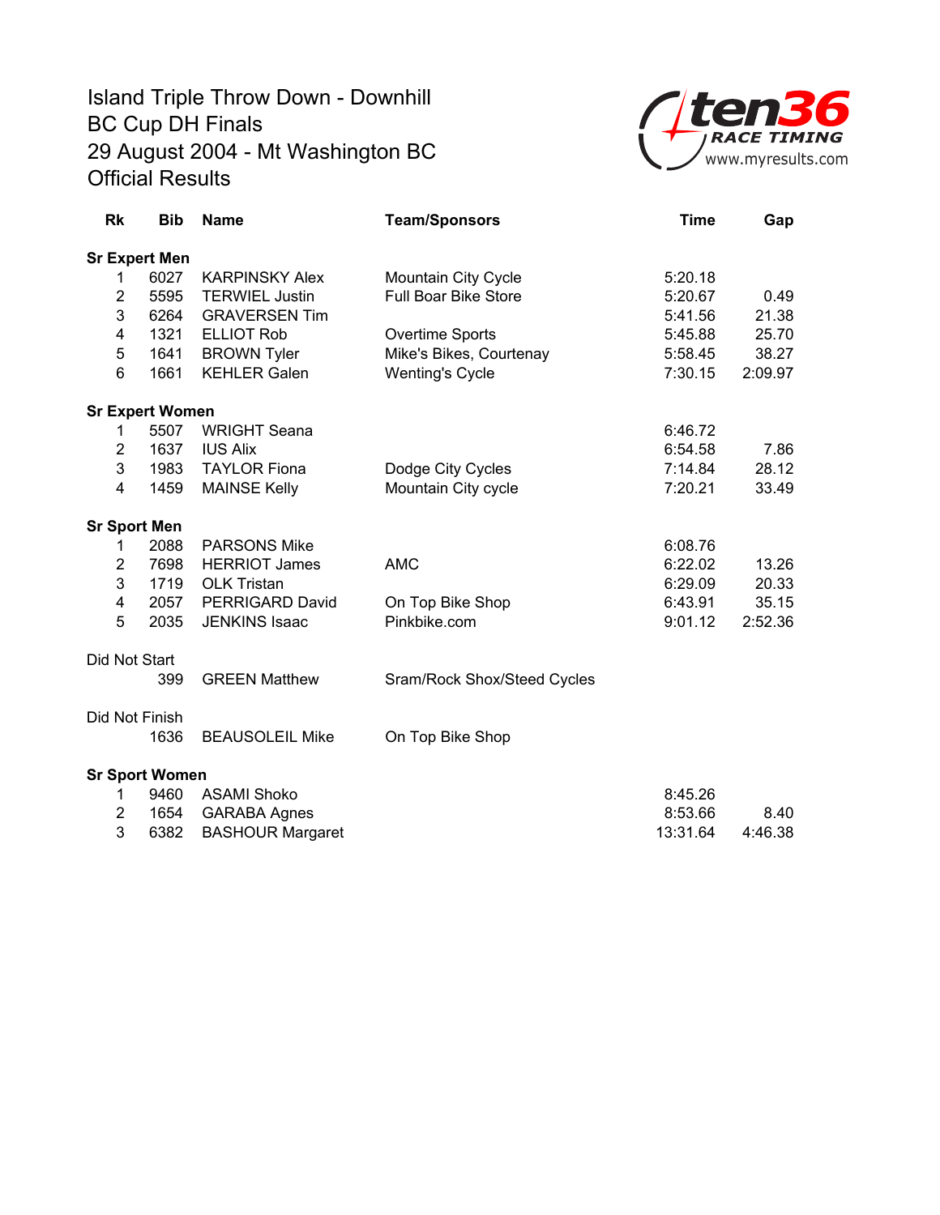# Island Triple Throw Down - Downhill
# BC Cup DH Finals
# 29 August 2004 - Mt Washington BC
# Official Results

ten36 RACE TIMING www.myresults.com

| Rk | Bib | Name | Team/Sponsors | Time | Gap |
|---|---|---|---|---|---|
| **Sr Expert Men** | | | | | |
| 1 | 6027 | KARPINSKY Alex | Mountain City Cycle | 5:20.18 | |
| 2 | 5595 | TERWIEL Justin | Full Boar Bike Store | 5:20.67 | 0.49 |
| 3 | 6264 | GRAVERSEN Tim | | 5:41.56 | 21.38 |
| 4 | 1321 | ELLIOT Rob | Overtime Sports | 5:45.88 | 25.70 |
| 5 | 1641 | BROWN Tyler | Mike's Bikes, Courtenay | 5:58.45 | 38.27 |
| 6 | 1661 | KEHLER Galen | Wenting's Cycle | 7:30.15 | 2:09.97 |
| **Sr Expert Women** | | | | | |
| 1 | 5507 | WRIGHT Seana | | 6:46.72 | |
| 2 | 1637 | IUS Alix | | 6:54.58 | 7.86 |
| 3 | 1983 | TAYLOR Fiona | Dodge City Cycles | 7:14.84 | 28.12 |
| 4 | 1459 | MAINSE Kelly | Mountain City cycle | 7:20.21 | 33.49 |
| **Sr Sport Men** | | | | | |
| 1 | 2088 | PARSONS Mike | | 6:08.76 | |
| 2 | 7698 | HERRIOT James | AMC | 6:22.02 | 13.26 |
| 3 | 1719 | OLK Tristan | | 6:29.09 | 20.33 |
| 4 | 2057 | PERRIGARD David | On Top Bike Shop | 6:43.91 | 35.15 |
| 5 | 2035 | JENKINS Isaac | Pinkbike.com | 9:01.12 | 2:52.36 |
| Did Not Start | | | | | |
| | 399 | GREEN Matthew | Sram/Rock Shox/Steed Cycles | | |
| Did Not Finish | | | | | |
| | 1636 | BEAUSOLEIL Mike | On Top Bike Shop | | |
| **Sr Sport Women** | | | | | |
| 1 | 9460 | ASAMI Shoko | | 8:45.26 | |
| 2 | 1654 | GARABA Agnes | | 8:53.66 | 8.40 |
| 3 | 6382 | BASHOUR Margaret | | 13:31.64 | 4:46.38 |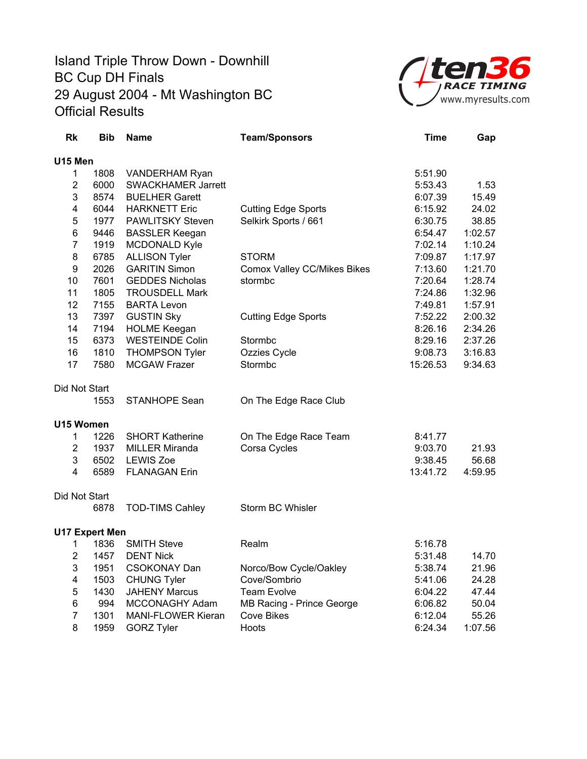Island Triple Throw Down - Downhill
BC Cup DH Finals
29 August 2004 - Mt Washington BC
Official Results

ten36 RACE TIMING
www.myresults.com

| Rk | Bib | Name | Team/Sponsors | Time | Gap |
|---|---|---|---|---|---|
| **U15 Men** | | | | | |
| 1 | 1808 | VANDERHAM Ryan | | 5:51.90 | |
| 2 | 6000 | SWACKHAMER Jarrett | | 5:53.43 | 1.53 |
| 3 | 8574 | BUELHER Garett | | 6:07.39 | 15.49 |
| 4 | 6044 | HARKNETT Eric | Cutting Edge Sports | 6:15.92 | 24.02 |
| 5 | 1977 | PAWLITSKY Steven | Selkirk Sports / 661 | 6:30.75 | 38.85 |
| 6 | 9446 | BASSLER Keegan | | 6:54.47 | 1:02.57 |
| 7 | 1919 | MCDONALD Kyle | | 7:02.14 | 1:10.24 |
| 8 | 6785 | ALLISON Tyler | STORM | 7:09.87 | 1:17.97 |
| 9 | 2026 | GARITIN Simon | Comox Valley CC/Mikes Bikes | 7:13.60 | 1:21.70 |
| 10 | 7601 | GEDDES Nicholas | stormbc | 7:20.64 | 1:28.74 |
| 11 | 1805 | TROUSDELL Mark | | 7:24.86 | 1:32.96 |
| 12 | 7155 | BARTA Levon | | 7:49.81 | 1:57.91 |
| 13 | 7397 | GUSTIN Sky | Cutting Edge Sports | 7:52.22 | 2:00.32 |
| 14 | 7194 | HOLME Keegan | | 8:26.16 | 2:34.26 |
| 15 | 6373 | WESTEINDE Colin | Stormbc | 8:29.16 | 2:37.26 |
| 16 | 1810 | THOMPSON Tyler | Ozzies Cycle | 9:08.73 | 3:16.83 |
| 17 | 7580 | MCGAW Frazer | Stormbc | 15:26.53 | 9:34.63 |
| Did Not Start | | | | | |
| | 1553 | STANHOPE Sean | On The Edge Race Club | | |
| **U15 Women** | | | | | |
| 1 | 1226 | SHORT Katherine | On The Edge Race Team | 8:41.77 | |
| 2 | 1937 | MILLER Miranda | Corsa Cycles | 9:03.70 | 21.93 |
| 3 | 6502 | LEWIS Zoe | | 9:38.45 | 56.68 |
| 4 | 6589 | FLANAGAN Erin | | 13:41.72 | 4:59.95 |
| Did Not Start | | | | | |
| | 6878 | TOD-TIMS Cahley | Storm BC Whisler | | |
| **U17 Expert Men** | | | | | |
| 1 | 1836 | SMITH Steve | Realm | 5:16.78 | |
| 2 | 1457 | DENT Nick | | 5:31.48 | 14.70 |
| 3 | 1951 | CSOKONAY Dan | Norco/Bow Cycle/Oakley | 5:38.74 | 21.96 |
| 4 | 1503 | CHUNG Tyler | Cove/Sombrio | 5:41.06 | 24.28 |
| 5 | 1430 | JAHENY Marcus | Team Evolve | 6:04.22 | 47.44 |
| 6 | 994 | MCCONAGHY Adam | MB Racing - Prince George | 6:06.82 | 50.04 |
| 7 | 1301 | MANI-FLOWER Kieran | Cove Bikes | 6:12.04 | 55.26 |
| 8 | 1959 | GORZ Tyler | Hoots | 6:24.34 | 1:07.56 |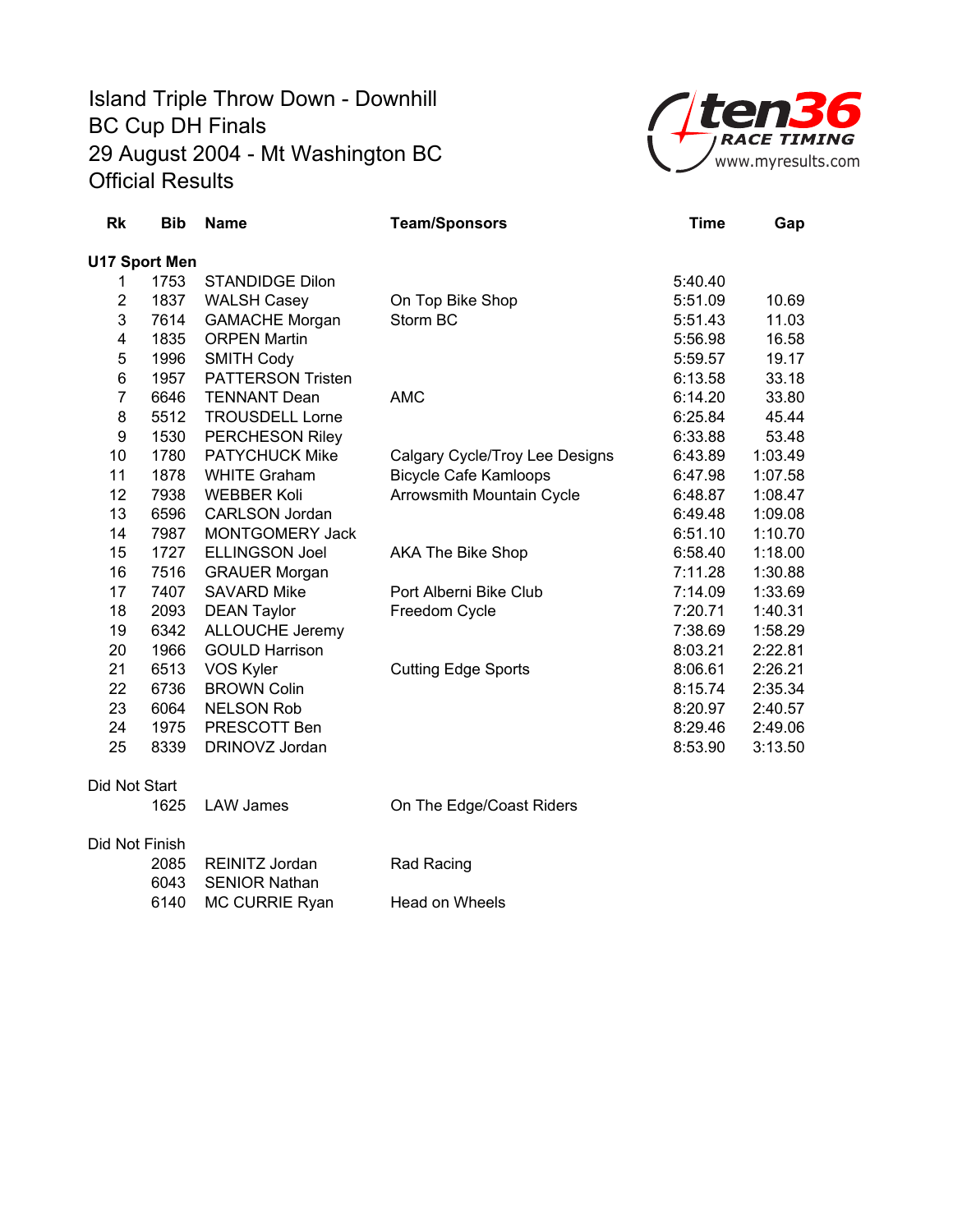Island Triple Throw Down - Downhill
BC Cup DH Finals
29 August 2004 - Mt Washington BC
Official Results

ten36 RACE TIMING
www.myresults.com

| Rk | Bib | Name | Team/Sponsors | Time | Gap |
|---|---|---|---|---|---|
| **U17 Sport Men** | | | | | |
| 1 | 1753 | STANDIDGE Dilon | | 5:40.40 | |
| 2 | 1837 | WALSH Casey | On Top Bike Shop | 5:51.09 | 10.69 |
| 3 | 7614 | GAMACHE Morgan | Storm BC | 5:51.43 | 11.03 |
| 4 | 1835 | ORPEN Martin | | 5:56.98 | 16.58 |
| 5 | 1996 | SMITH Cody | | 5:59.57 | 19.17 |
| 6 | 1957 | PATTERSON Tristen | | 6:13.58 | 33.18 |
| 7 | 6646 | TENNANT Dean | AMC | 6:14.20 | 33.80 |
| 8 | 5512 | TROUSDELL Lorne | | 6:25.84 | 45.44 |
| 9 | 1530 | PERCHESON Riley | | 6:33.88 | 53.48 |
| 10 | 1780 | PATYCHUCK Mike | Calgary Cycle/Troy Lee Designs | 6:43.89 | 1:03.49 |
| 11 | 1878 | WHITE Graham | Bicycle Cafe Kamloops | 6:47.98 | 1:07.58 |
| 12 | 7938 | WEBBER Koli | Arrowsmith Mountain Cycle | 6:48.87 | 1:08.47 |
| 13 | 6596 | CARLSON Jordan | | 6:49.48 | 1:09.08 |
| 14 | 7987 | MONTGOMERY Jack | | 6:51.10 | 1:10.70 |
| 15 | 1727 | ELLINGSON Joel | AKA The Bike Shop | 6:58.40 | 1:18.00 |
| 16 | 7516 | GRAUER Morgan | | 7:11.28 | 1:30.88 |
| 17 | 7407 | SAVARD Mike | Port Alberni Bike Club | 7:14.09 | 1:33.69 |
| 18 | 2093 | DEAN Taylor | Freedom Cycle | 7:20.71 | 1:40.31 |
| 19 | 6342 | ALLOUCHE Jeremy | | 7:38.69 | 1:58.29 |
| 20 | 1966 | GOULD Harrison | | 8:03.21 | 2:22.81 |
| 21 | 6513 | VOS Kyler | Cutting Edge Sports | 8:06.61 | 2:26.21 |
| 22 | 6736 | BROWN Colin | | 8:15.74 | 2:35.34 |
| 23 | 6064 | NELSON Rob | | 8:20.97 | 2:40.57 |
| 24 | 1975 | PRESCOTT Ben | | 8:29.46 | 2:49.06 |
| 25 | 8339 | DRINOVZ Jordan | | 8:53.90 | 3:13.50 |
| Did Not Start | | | | | |
| | 1625 | LAW James | On The Edge/Coast Riders | | |
| Did Not Finish | | | | | |
| | 2085 | REINITZ Jordan | Rad Racing | | |
| | 6043 | SENIOR Nathan | | | |
| | 6140 | MC CURRIE Ryan | Head on Wheels | | |